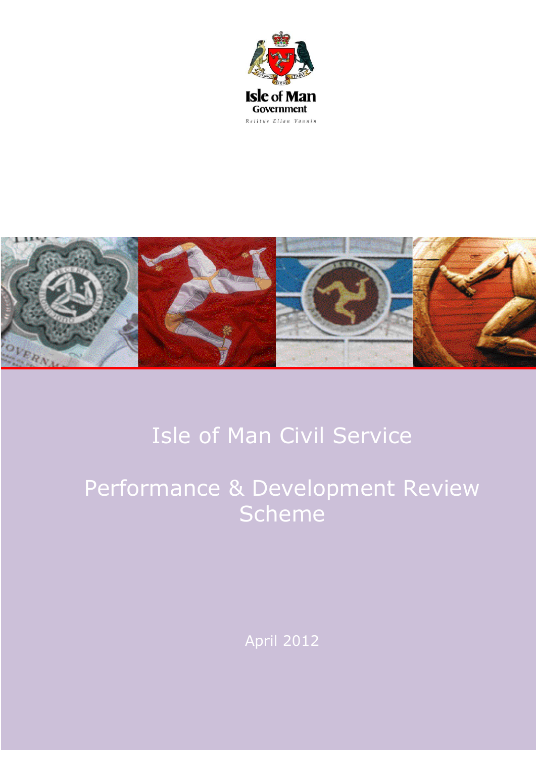Isle of Man Government

Reiltys Ellan Vannin

# Isle of Man Civil Service

# Performance & Development Review Scheme

April 2012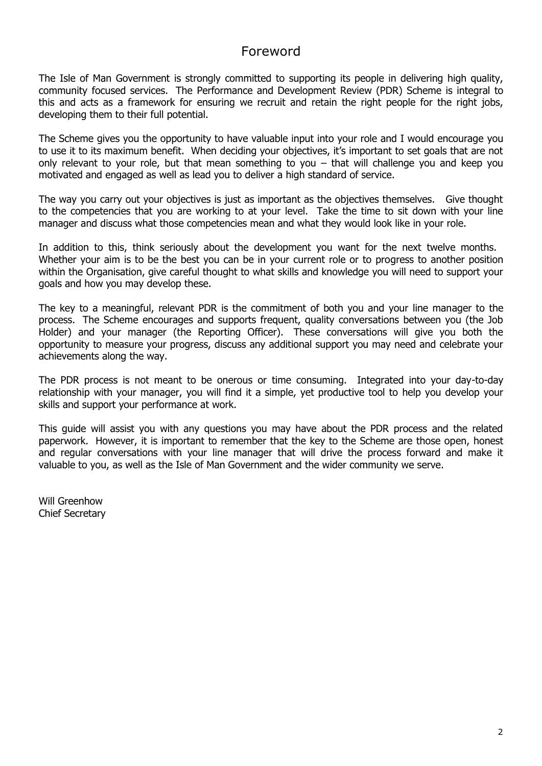# Foreword

The Isle of Man Government is strongly committed to supporting its people in delivering high quality, community focused services. The Performance and Development Review (PDR) Scheme is integral to this and acts as a framework for ensuring we recruit and retain the right people for the right jobs, developing them to their full potential.

The Scheme gives you the opportunity to have valuable input into your role and I would encourage you to use it to its maximum benefit. When deciding your objectives, it's important to set goals that are not only relevant to your role, but that mean something to you – that will challenge you and keep you motivated and engaged as well as lead you to deliver a high standard of service.

The way you carry out your objectives is just as important as the objectives themselves. Give thought to the competencies that you are working to at your level. Take the time to sit down with your line manager and discuss what those competencies mean and what they would look like in your role.

In addition to this, think seriously about the development you want for the next twelve months. Whether your aim is to be the best you can be in your current role or to progress to another position within the Organisation, give careful thought to what skills and knowledge you will need to support your goals and how you may develop these.

The key to a meaningful, relevant PDR is the commitment of both you and your line manager to the process. The Scheme encourages and supports frequent, quality conversations between you (the Job Holder) and your manager (the Reporting Officer). These conversations will give you both the opportunity to measure your progress, discuss any additional support you may need and celebrate your achievements along the way.

The PDR process is not meant to be onerous or time consuming. Integrated into your day-to-day relationship with your manager, you will find it a simple, yet productive tool to help you develop your skills and support your performance at work.

This guide will assist you with any questions you may have about the PDR process and the related paperwork. However, it is important to remember that the key to the Scheme are those open, honest and regular conversations with your line manager that will drive the process forward and make it valuable to you, as well as the Isle of Man Government and the wider community we serve.

Will Greenhow
Chief Secretary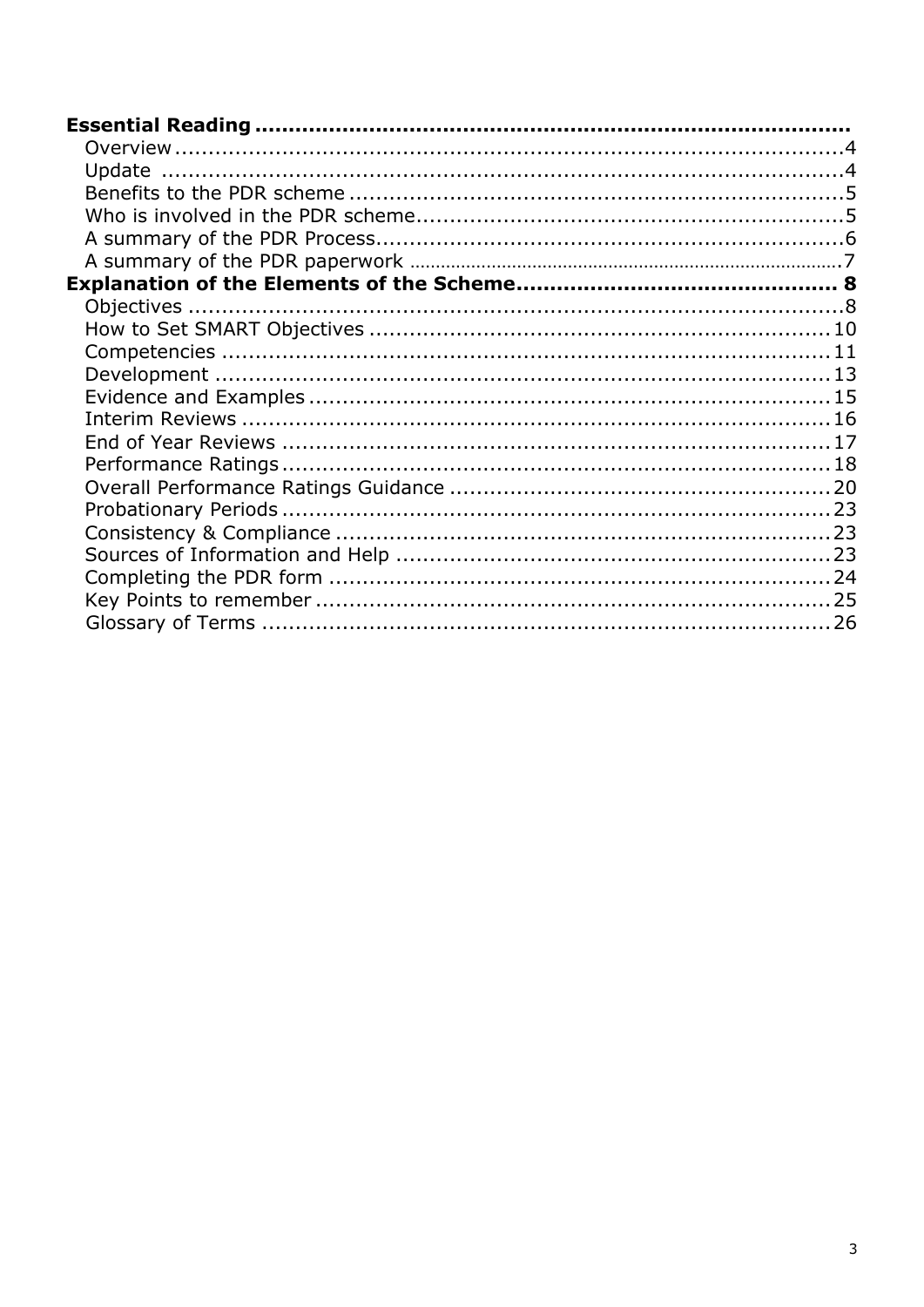**Essential Reading** ..........................................................................

- Overview ........................................................................................ 4
- Update ........................................................................................... 4
- Benefits to the PDR scheme ............................................................ 5
- Who is involved in the PDR scheme ................................................... 5
- A summary of the PDR Process ......................................................... 6
- A summary of the PDR paperwork ....................................................... 7

**Explanation of the Elements of the Scheme** ............................................ **8**

- Objectives ...................................................................................... 8
- How to Set SMART Objectives .......................................................... 10
- Competencies ................................................................................ 11
- Development ................................................................................. 13
- Evidence and Examples ................................................................... 15
- Interim Reviews ............................................................................. 16
- End of Year Reviews ....................................................................... 17
- Performance Ratings ....................................................................... 18
- Overall Performance Ratings Guidance ............................................. 20
- Probationary Periods ....................................................................... 23
- Consistency & Compliance ............................................................... 23
- Sources of Information and Help ...................................................... 23
- Completing the PDR form ................................................................ 24
- Key Points to remember .................................................................. 25
- Glossary of Terms .......................................................................... 26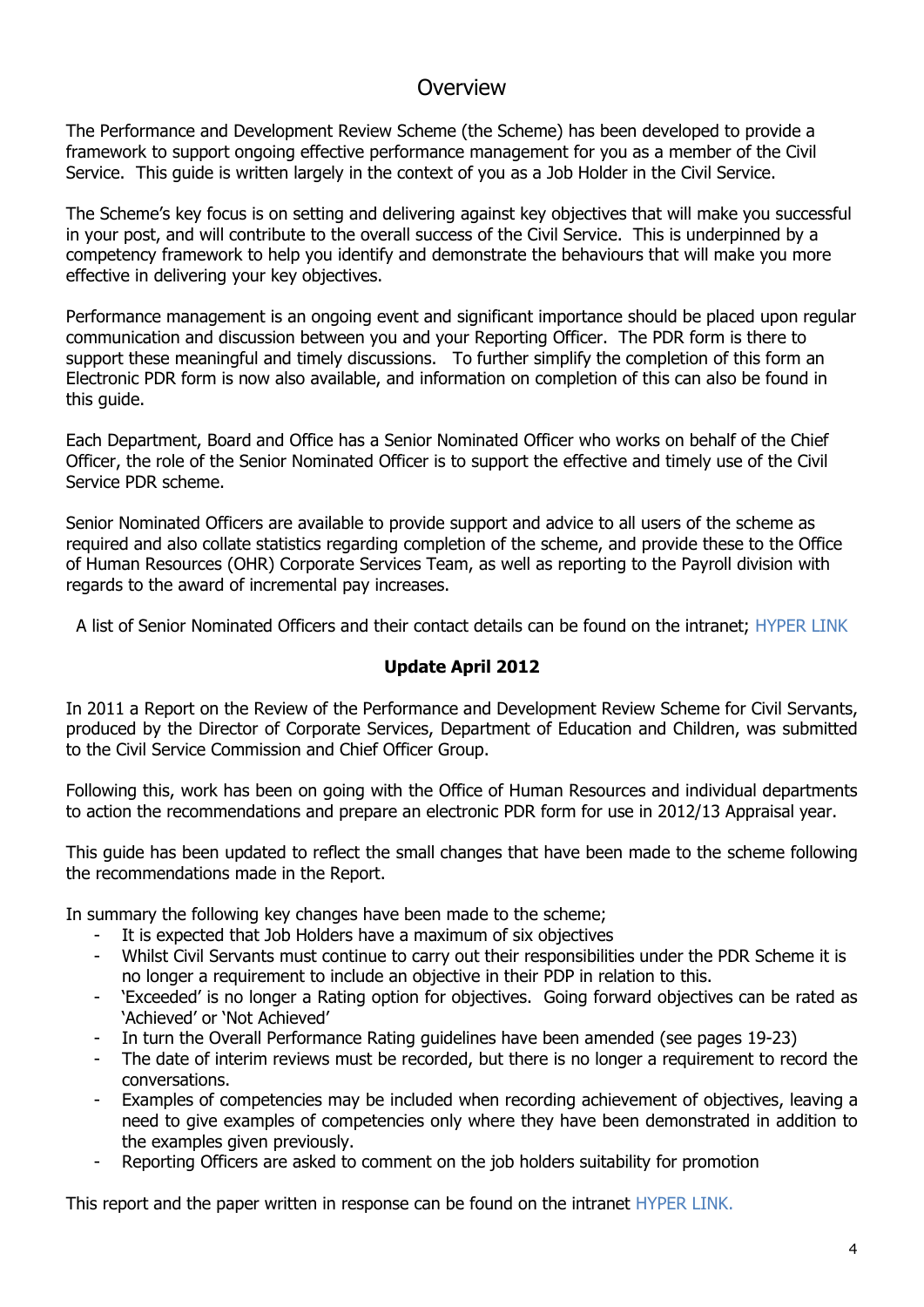# Overview

The Performance and Development Review Scheme (the Scheme) has been developed to provide a framework to support ongoing effective performance management for you as a member of the Civil Service. This guide is written largely in the context of you as a Job Holder in the Civil Service.

The Scheme's key focus is on setting and delivering against key objectives that will make you successful in your post, and will contribute to the overall success of the Civil Service. This is underpinned by a competency framework to help you identify and demonstrate the behaviours that will make you more effective in delivering your key objectives.

Performance management is an ongoing event and significant importance should be placed upon regular communication and discussion between you and your Reporting Officer. The PDR form is there to support these meaningful and timely discussions. To further simplify the completion of this form an Electronic PDR form is now also available, and information on completion of this can also be found in this guide.

Each Department, Board and Office has a Senior Nominated Officer who works on behalf of the Chief Officer, the role of the Senior Nominated Officer is to support the effective and timely use of the Civil Service PDR scheme.

Senior Nominated Officers are available to provide support and advice to all users of the scheme as required and also collate statistics regarding completion of the scheme, and provide these to the Office of Human Resources (OHR) Corporate Services Team, as well as reporting to the Payroll division with regards to the award of incremental pay increases.

A list of Senior Nominated Officers and their contact details can be found on the intranet; HYPER LINK

**Update April 2012**

In 2011 a Report on the Review of the Performance and Development Review Scheme for Civil Servants, produced by the Director of Corporate Services, Department of Education and Children, was submitted to the Civil Service Commission and Chief Officer Group.

Following this, work has been on going with the Office of Human Resources and individual departments to action the recommendations and prepare an electronic PDR form for use in 2012/13 Appraisal year.

This guide has been updated to reflect the small changes that have been made to the scheme following the recommendations made in the Report.

In summary the following key changes have been made to the scheme;

- It is expected that Job Holders have a maximum of six objectives
- Whilst Civil Servants must continue to carry out their responsibilities under the PDR Scheme it is no longer a requirement to include an objective in their PDP in relation to this.
- 'Exceeded' is no longer a Rating option for objectives. Going forward objectives can be rated as 'Achieved' or 'Not Achieved'
- In turn the Overall Performance Rating guidelines have been amended (see pages 19-23)
- The date of interim reviews must be recorded, but there is no longer a requirement to record the conversations.
- Examples of competencies may be included when recording achievement of objectives, leaving a need to give examples of competencies only where they have been demonstrated in addition to the examples given previously.
- Reporting Officers are asked to comment on the job holders suitability for promotion

This report and the paper written in response can be found on the intranet HYPER LINK.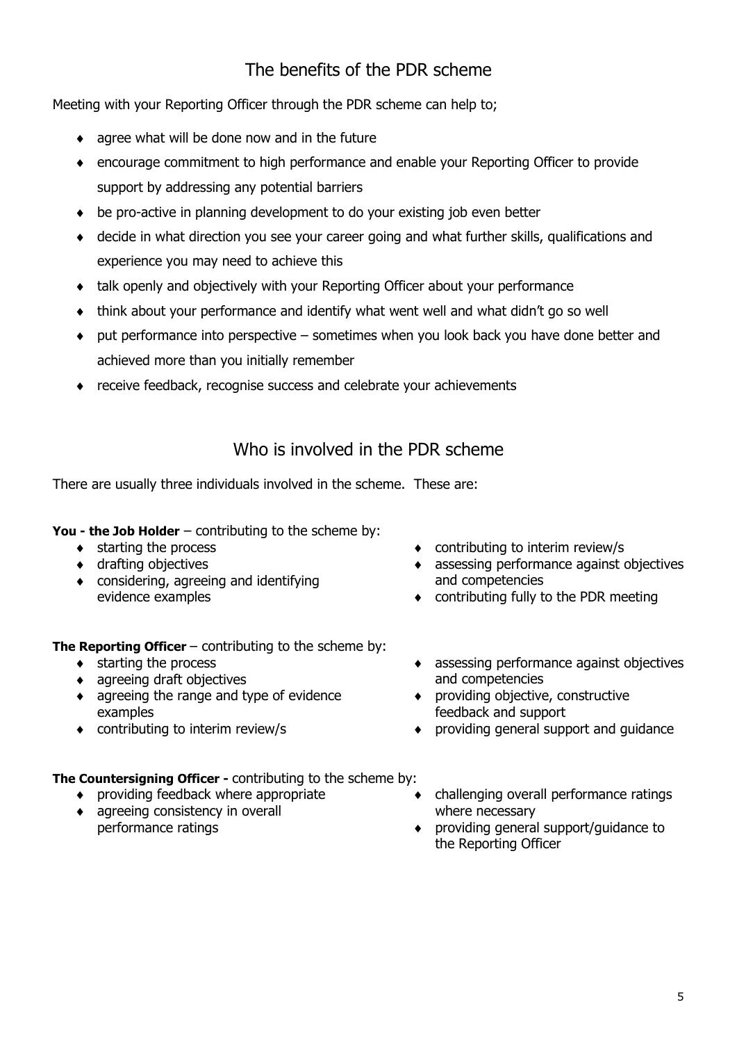## The benefits of the PDR scheme

Meeting with your Reporting Officer through the PDR scheme can help to;

- agree what will be done now and in the future
- encourage commitment to high performance and enable your Reporting Officer to provide support by addressing any potential barriers
- be pro-active in planning development to do your existing job even better
- decide in what direction you see your career going and what further skills, qualifications and experience you may need to achieve this
- talk openly and objectively with your Reporting Officer about your performance
- think about your performance and identify what went well and what didn't go so well
- put performance into perspective – sometimes when you look back you have done better and achieved more than you initially remember
- receive feedback, recognise success and celebrate your achievements

## Who is involved in the PDR scheme

There are usually three individuals involved in the scheme. These are:

**You - the Job Holder** – contributing to the scheme by:

- starting the process
- drafting objectives
- considering, agreeing and identifying evidence examples
- contributing to interim review/s
- assessing performance against objectives and competencies
- contributing fully to the PDR meeting

**The Reporting Officer** – contributing to the scheme by:

- starting the process
- agreeing draft objectives
- agreeing the range and type of evidence examples
- contributing to interim review/s
- assessing performance against objectives and competencies
- providing objective, constructive feedback and support
- providing general support and guidance

**The Countersigning Officer -** contributing to the scheme by:

- providing feedback where appropriate
- agreeing consistency in overall performance ratings
- challenging overall performance ratings where necessary
- providing general support/guidance to the Reporting Officer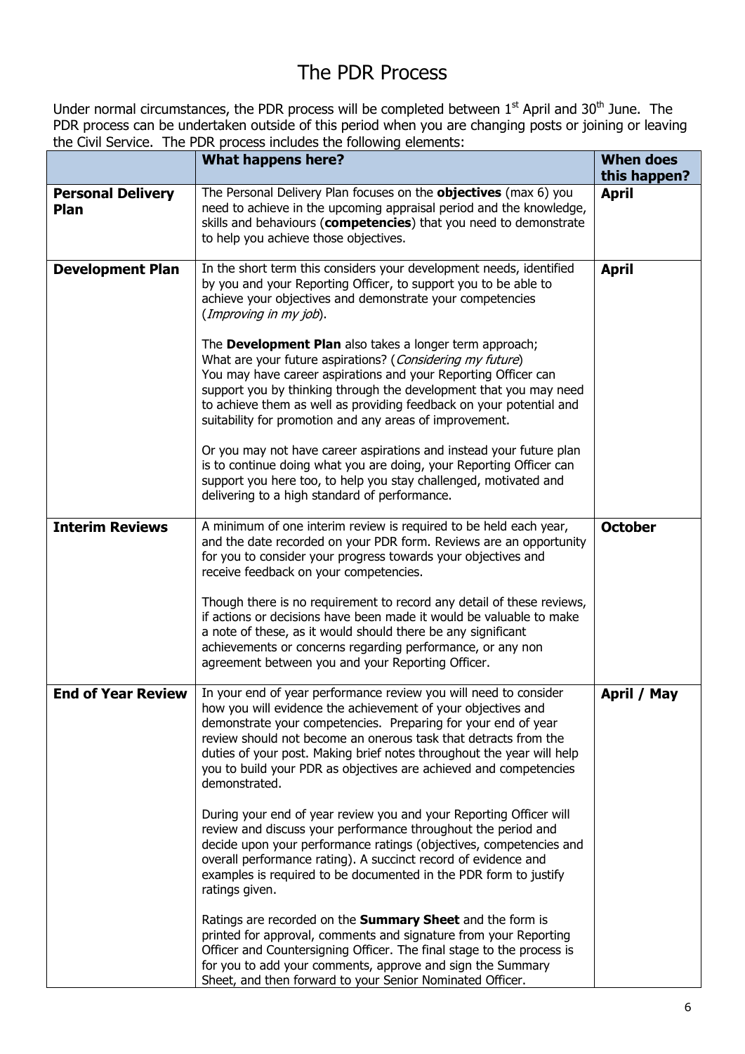# The PDR Process

Under normal circumstances, the PDR process will be completed between 1st April and 30th June. The PDR process can be undertaken outside of this period when you are changing posts or joining or leaving the Civil Service. The PDR process includes the following elements:

| | **What happens here?** | **When does this happen?** |
|---|---|---|
| **Personal Delivery Plan** | The Personal Delivery Plan focuses on the **objectives** (max 6) you need to achieve in the upcoming appraisal period and the knowledge, skills and behaviours (**competencies**) that you need to demonstrate to help you achieve those objectives. | **April** |
| **Development Plan** | In the short term this considers your development needs, identified by you and your Reporting Officer, to support you to be able to achieve your objectives and demonstrate your competencies (*Improving in my job*).<br><br>The **Development Plan** also takes a longer term approach; What are your future aspirations? (*Considering my future*) You may have career aspirations and your Reporting Officer can support you by thinking through the development that you may need to achieve them as well as providing feedback on your potential and suitability for promotion and any areas of improvement.<br><br>Or you may not have career aspirations and instead your future plan is to continue doing what you are doing, your Reporting Officer can support you here too, to help you stay challenged, motivated and delivering to a high standard of performance. | **April** |
| **Interim Reviews** | A minimum of one interim review is required to be held each year, and the date recorded on your PDR form. Reviews are an opportunity for you to consider your progress towards your objectives and receive feedback on your competencies.<br><br>Though there is no requirement to record any detail of these reviews, if actions or decisions have been made it would be valuable to make a note of these, as it would should there be any significant achievements or concerns regarding performance, or any non agreement between you and your Reporting Officer. | **October** |
| **End of Year Review** | In your end of year performance review you will need to consider how you will evidence the achievement of your objectives and demonstrate your competencies. Preparing for your end of year review should not become an onerous task that detracts from the duties of your post. Making brief notes throughout the year will help you to build your PDR as objectives are achieved and competencies demonstrated.<br><br>During your end of year review you and your Reporting Officer will review and discuss your performance throughout the period and decide upon your performance ratings (objectives, competencies and overall performance rating). A succinct record of evidence and examples is required to be documented in the PDR form to justify ratings given.<br><br>Ratings are recorded on the **Summary Sheet** and the form is printed for approval, comments and signature from your Reporting Officer and Countersigning Officer. The final stage to the process is for you to add your comments, approve and sign the Summary Sheet, and then forward to your Senior Nominated Officer. | **April / May** |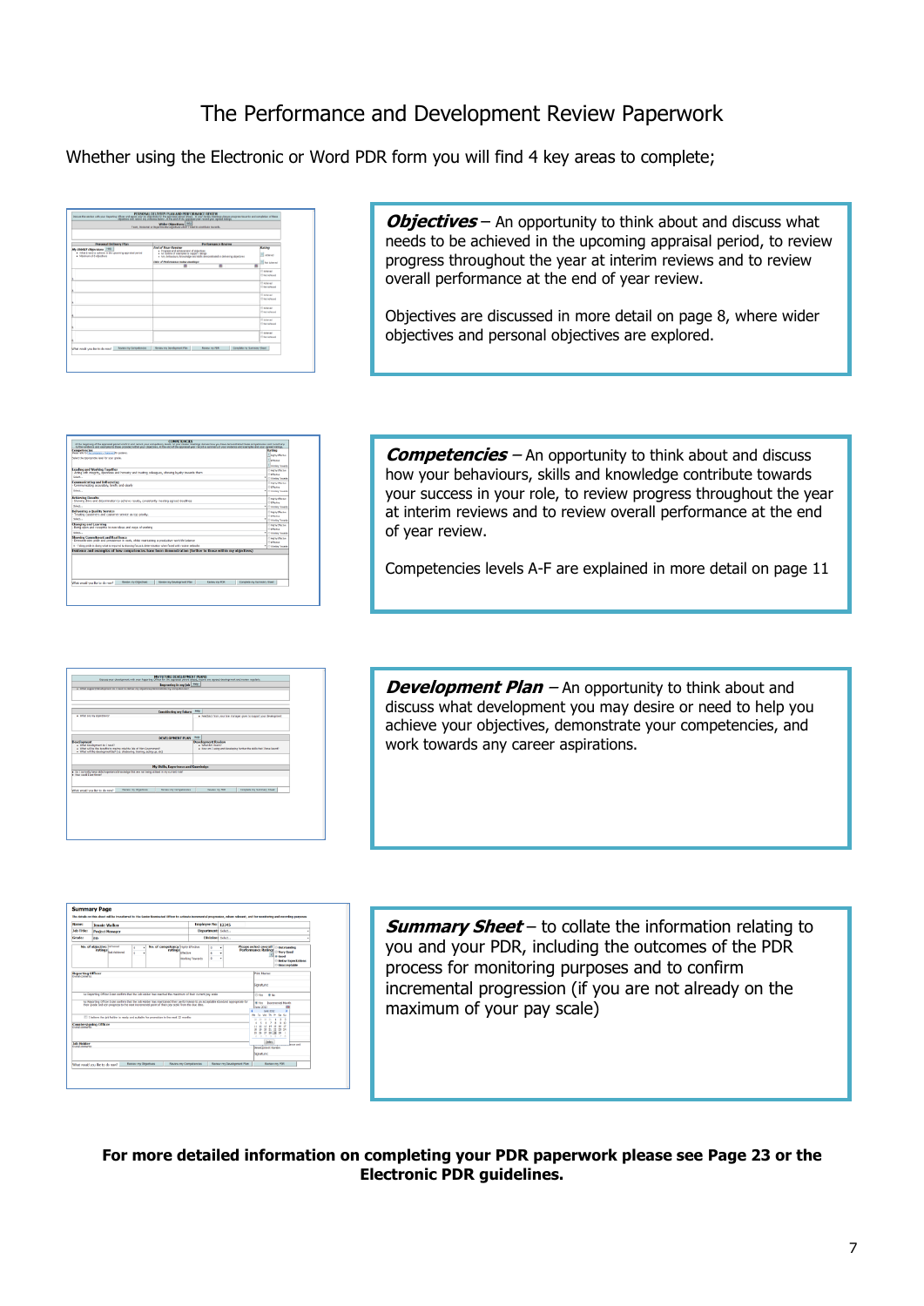# The Performance and Development Review Paperwork

Whether using the Electronic or Word PDR form you will find 4 key areas to complete;

***Objectives*** – An opportunity to think about and discuss what needs to be achieved in the upcoming appraisal period, to review progress throughout the year at interim reviews and to review overall performance at the end of year review.

Objectives are discussed in more detail on page 8, where wider objectives and personal objectives are explored.

***Competencies*** – An opportunity to think about and discuss how your behaviours, skills and knowledge contribute towards your success in your role, to review progress throughout the year at interim reviews and to review overall performance at the end of year review.

Competencies levels A-F are explained in more detail on page 11

***Development Plan*** – An opportunity to think about and discuss what development you may desire or need to help you achieve your objectives, demonstrate your competencies, and work towards any career aspirations.

***Summary Sheet*** – to collate the information relating to you and your PDR, including the outcomes of the PDR process for monitoring purposes and to confirm incremental progression (if you are not already on the maximum of your pay scale)

**For more detailed information on completing your PDR paperwork please see Page 23 or the Electronic PDR guidelines.**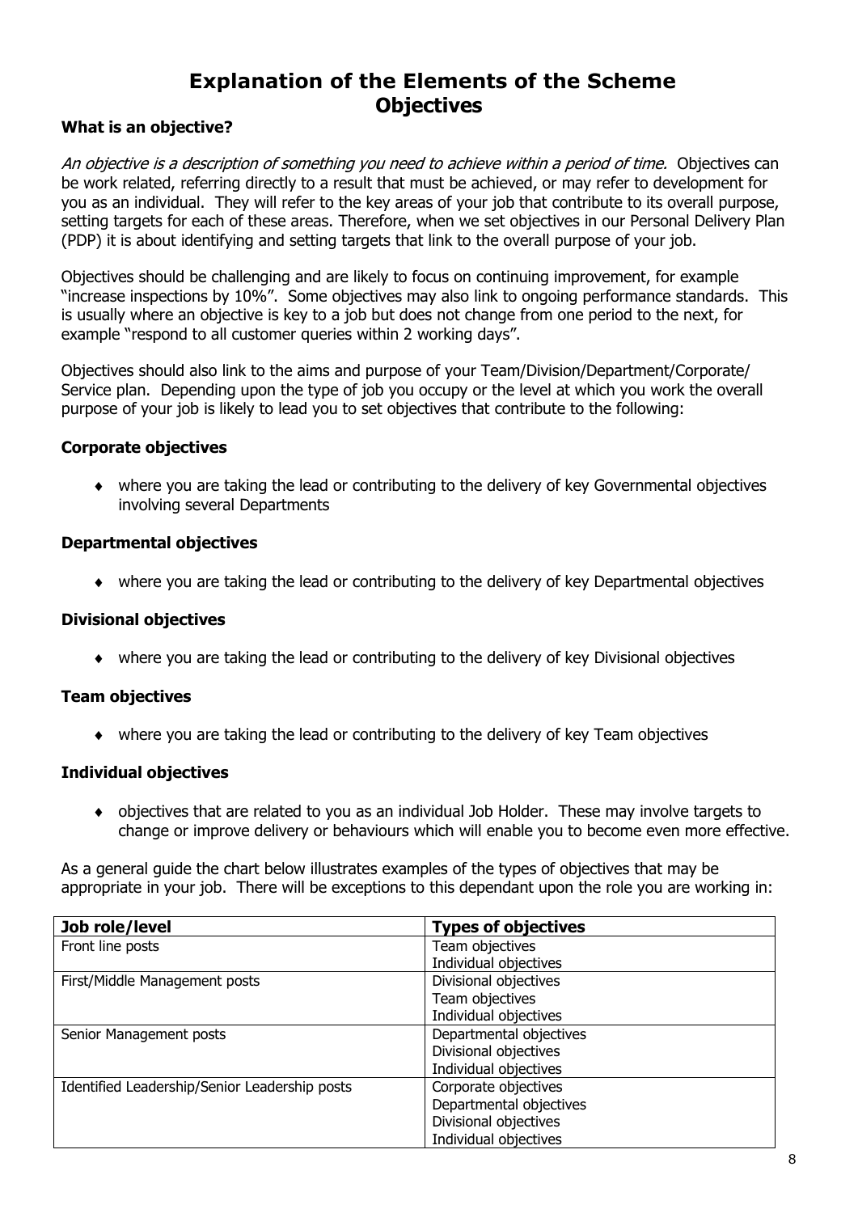# Explanation of the Elements of the Scheme
## Objectives

### What is an objective?

*An objective is a description of something you need to achieve within a period of time.* Objectives can be work related, referring directly to a result that must be achieved, or may refer to development for you as an individual. They will refer to the key areas of your job that contribute to its overall purpose, setting targets for each of these areas. Therefore, when we set objectives in our Personal Delivery Plan (PDP) it is about identifying and setting targets that link to the overall purpose of your job.

Objectives should be challenging and are likely to focus on continuing improvement, for example "increase inspections by 10%". Some objectives may also link to ongoing performance standards. This is usually where an objective is key to a job but does not change from one period to the next, for example "respond to all customer queries within 2 working days".

Objectives should also link to the aims and purpose of your Team/Division/Department/Corporate/ Service plan. Depending upon the type of job you occupy or the level at which you work the overall purpose of your job is likely to lead you to set objectives that contribute to the following:

**Corporate objectives**

- where you are taking the lead or contributing to the delivery of key Governmental objectives involving several Departments

**Departmental objectives**

- where you are taking the lead or contributing to the delivery of key Departmental objectives

**Divisional objectives**

- where you are taking the lead or contributing to the delivery of key Divisional objectives

**Team objectives**

- where you are taking the lead or contributing to the delivery of key Team objectives

**Individual objectives**

- objectives that are related to you as an individual Job Holder. These may involve targets to change or improve delivery or behaviours which will enable you to become even more effective.

As a general guide the chart below illustrates examples of the types of objectives that may be appropriate in your job. There will be exceptions to this dependant upon the role you are working in:

| Job role/level | Types of objectives |
|---|---|
| Front line posts | Team objectives<br>Individual objectives |
| First/Middle Management posts | Divisional objectives<br>Team objectives<br>Individual objectives |
| Senior Management posts | Departmental objectives<br>Divisional objectives<br>Individual objectives |
| Identified Leadership/Senior Leadership posts | Corporate objectives<br>Departmental objectives<br>Divisional objectives<br>Individual objectives |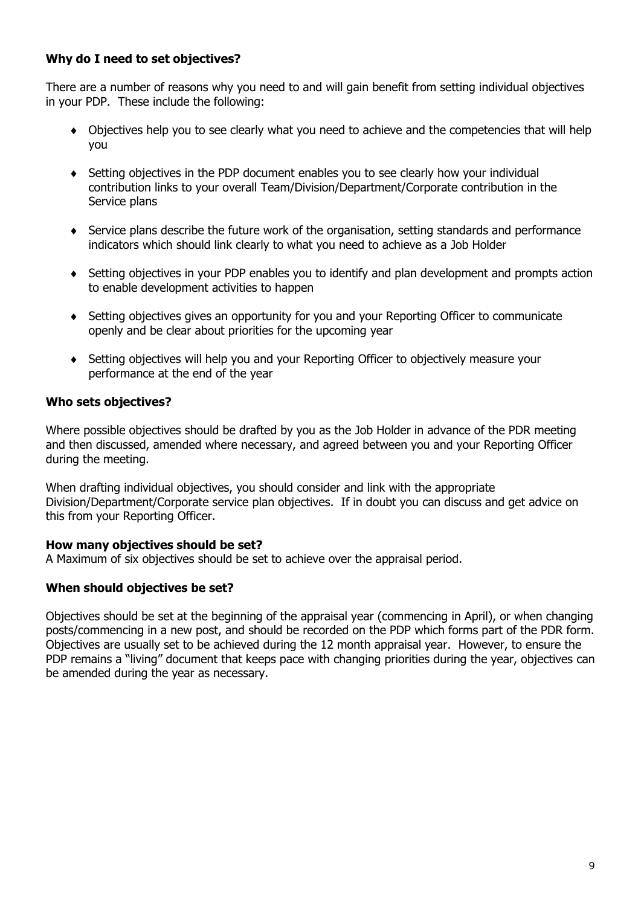**Why do I need to set objectives?**

There are a number of reasons why you need to and will gain benefit from setting individual objectives in your PDP. These include the following:

- Objectives help you to see clearly what you need to achieve and the competencies that will help you
- Setting objectives in the PDP document enables you to see clearly how your individual contribution links to your overall Team/Division/Department/Corporate contribution in the Service plans
- Service plans describe the future work of the organisation, setting standards and performance indicators which should link clearly to what you need to achieve as a Job Holder
- Setting objectives in your PDP enables you to identify and plan development and prompts action to enable development activities to happen
- Setting objectives gives an opportunity for you and your Reporting Officer to communicate openly and be clear about priorities for the upcoming year
- Setting objectives will help you and your Reporting Officer to objectively measure your performance at the end of the year

**Who sets objectives?**

Where possible objectives should be drafted by you as the Job Holder in advance of the PDR meeting and then discussed, amended where necessary, and agreed between you and your Reporting Officer during the meeting.

When drafting individual objectives, you should consider and link with the appropriate Division/Department/Corporate service plan objectives. If in doubt you can discuss and get advice on this from your Reporting Officer.

**How many objectives should be set?**

A Maximum of six objectives should be set to achieve over the appraisal period.

**When should objectives be set?**

Objectives should be set at the beginning of the appraisal year (commencing in April), or when changing posts/commencing in a new post, and should be recorded on the PDP which forms part of the PDR form. Objectives are usually set to be achieved during the 12 month appraisal year. However, to ensure the PDP remains a "living" document that keeps pace with changing priorities during the year, objectives can be amended during the year as necessary.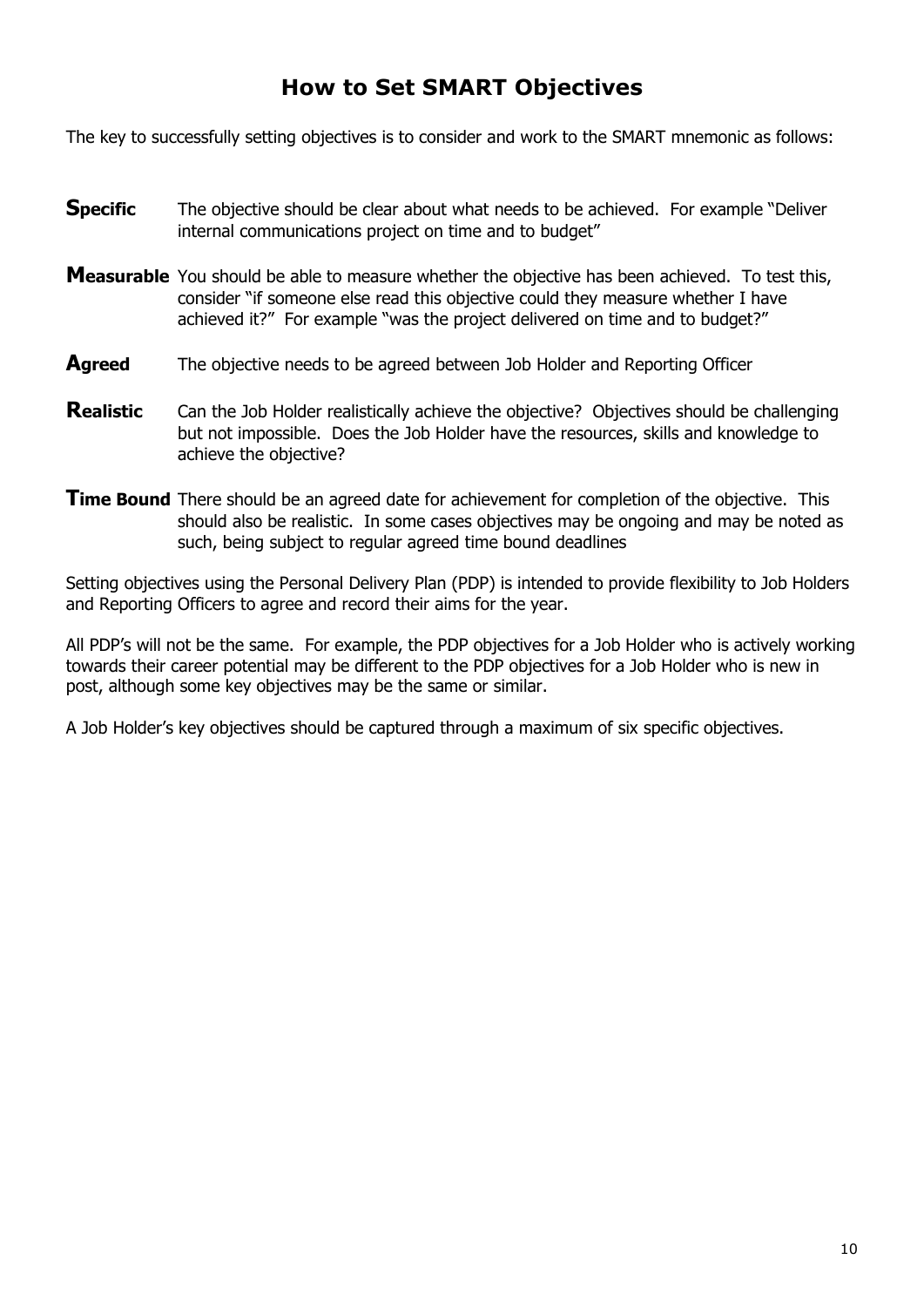## How to Set SMART Objectives

The key to successfully setting objectives is to consider and work to the SMART mnemonic as follows:

**Specific** The objective should be clear about what needs to be achieved. For example "Deliver internal communications project on time and to budget"

**Measurable** You should be able to measure whether the objective has been achieved. To test this, consider "if someone else read this objective could they measure whether I have achieved it?" For example "was the project delivered on time and to budget?"

**Agreed** The objective needs to be agreed between Job Holder and Reporting Officer

**Realistic** Can the Job Holder realistically achieve the objective? Objectives should be challenging but not impossible. Does the Job Holder have the resources, skills and knowledge to achieve the objective?

**Time Bound** There should be an agreed date for achievement for completion of the objective. This should also be realistic. In some cases objectives may be ongoing and may be noted as such, being subject to regular agreed time bound deadlines

Setting objectives using the Personal Delivery Plan (PDP) is intended to provide flexibility to Job Holders and Reporting Officers to agree and record their aims for the year.

All PDP's will not be the same. For example, the PDP objectives for a Job Holder who is actively working towards their career potential may be different to the PDP objectives for a Job Holder who is new in post, although some key objectives may be the same or similar.

A Job Holder's key objectives should be captured through a maximum of six specific objectives.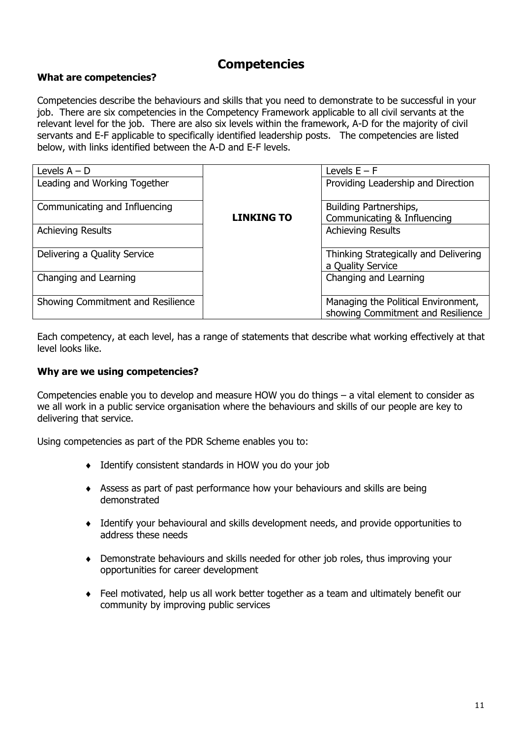# Competencies

**What are competencies?**

Competencies describe the behaviours and skills that you need to demonstrate to be successful in your job. There are six competencies in the Competency Framework applicable to all civil servants at the relevant level for the job. There are also six levels within the framework, A-D for the majority of civil servants and E-F applicable to specifically identified leadership posts. The competencies are listed below, with links identified between the A-D and E-F levels.

| Levels A – D | | Levels E – F |
|---|---|---|
| Leading and Working Together | **LINKING TO** | Providing Leadership and Direction |
| Communicating and Influencing | | Building Partnerships, Communicating & Influencing |
| Achieving Results | | Achieving Results |
| Delivering a Quality Service | | Thinking Strategically and Delivering a Quality Service |
| Changing and Learning | | Changing and Learning |
| Showing Commitment and Resilience | | Managing the Political Environment, showing Commitment and Resilience |

Each competency, at each level, has a range of statements that describe what working effectively at that level looks like.

**Why are we using competencies?**

Competencies enable you to develop and measure HOW you do things – a vital element to consider as we all work in a public service organisation where the behaviours and skills of our people are key to delivering that service.

Using competencies as part of the PDR Scheme enables you to:

- Identify consistent standards in HOW you do your job
- Assess as part of past performance how your behaviours and skills are being demonstrated
- Identify your behavioural and skills development needs, and provide opportunities to address these needs
- Demonstrate behaviours and skills needed for other job roles, thus improving your opportunities for career development
- Feel motivated, help us all work better together as a team and ultimately benefit our community by improving public services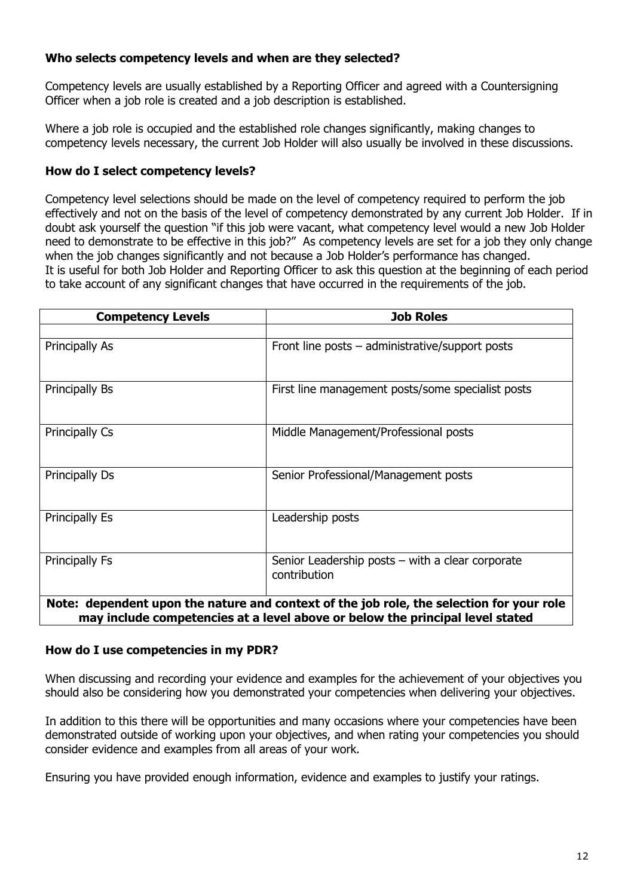### Who selects competency levels and when are they selected?

Competency levels are usually established by a Reporting Officer and agreed with a Countersigning Officer when a job role is created and a job description is established.

Where a job role is occupied and the established role changes significantly, making changes to competency levels necessary, the current Job Holder will also usually be involved in these discussions.

### How do I select competency levels?

Competency level selections should be made on the level of competency required to perform the job effectively and not on the basis of the level of competency demonstrated by any current Job Holder. If in doubt ask yourself the question "if this job were vacant, what competency level would a new Job Holder need to demonstrate to be effective in this job?" As competency levels are set for a job they only change when the job changes significantly and not because a Job Holder's performance has changed.
It is useful for both Job Holder and Reporting Officer to ask this question at the beginning of each period to take account of any significant changes that have occurred in the requirements of the job.

| Competency Levels | Job Roles |
|---|---|
| | |
| Principally As | Front line posts – administrative/support posts |
| Principally Bs | First line management posts/some specialist posts |
| Principally Cs | Middle Management/Professional posts |
| Principally Ds | Senior Professional/Management posts |
| Principally Es | Leadership posts |
| Principally Fs | Senior Leadership posts – with a clear corporate contribution |
| **Note: dependent upon the nature and context of the job role, the selection for your role may include competencies at a level above or below the principal level stated** | |

### How do I use competencies in my PDR?

When discussing and recording your evidence and examples for the achievement of your objectives you should also be considering how you demonstrated your competencies when delivering your objectives.

In addition to this there will be opportunities and many occasions where your competencies have been demonstrated outside of working upon your objectives, and when rating your competencies you should consider evidence and examples from all areas of your work.

Ensuring you have provided enough information, evidence and examples to justify your ratings.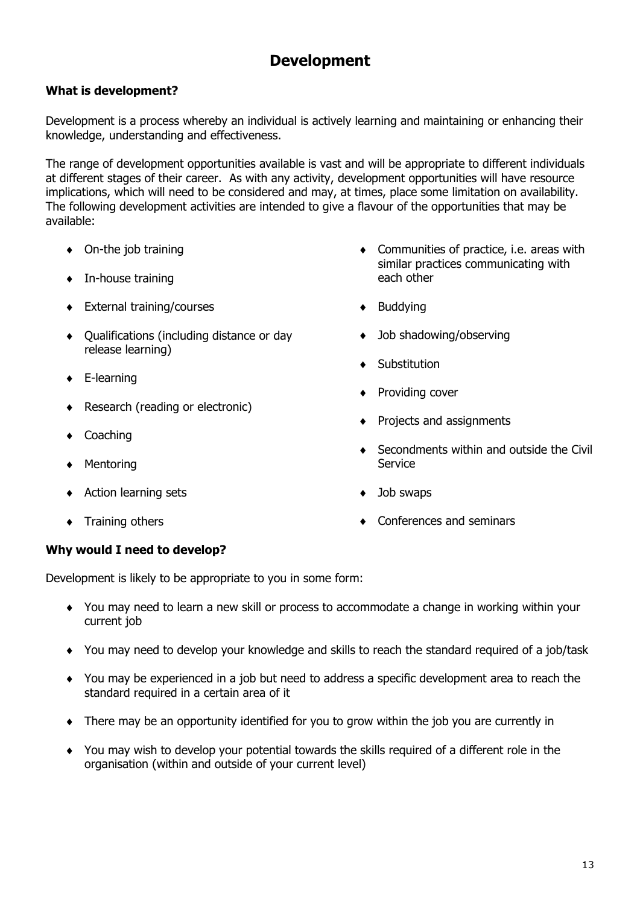# Development

### What is development?

Development is a process whereby an individual is actively learning and maintaining or enhancing their knowledge, understanding and effectiveness.

The range of development opportunities available is vast and will be appropriate to different individuals at different stages of their career. As with any activity, development opportunities will have resource implications, which will need to be considered and may, at times, place some limitation on availability. The following development activities are intended to give a flavour of the opportunities that may be available:

- On-the job training
- In-house training
- External training/courses
- Qualifications (including distance or day release learning)
- E-learning
- Research (reading or electronic)
- Coaching
- Mentoring
- Action learning sets
- Training others
- Communities of practice, i.e. areas with similar practices communicating with each other
- Buddying
- Job shadowing/observing
- Substitution
- Providing cover
- Projects and assignments
- Secondments within and outside the Civil Service
- Job swaps
- Conferences and seminars

### Why would I need to develop?

Development is likely to be appropriate to you in some form:

- You may need to learn a new skill or process to accommodate a change in working within your current job
- You may need to develop your knowledge and skills to reach the standard required of a job/task
- You may be experienced in a job but need to address a specific development area to reach the standard required in a certain area of it
- There may be an opportunity identified for you to grow within the job you are currently in
- You may wish to develop your potential towards the skills required of a different role in the organisation (within and outside of your current level)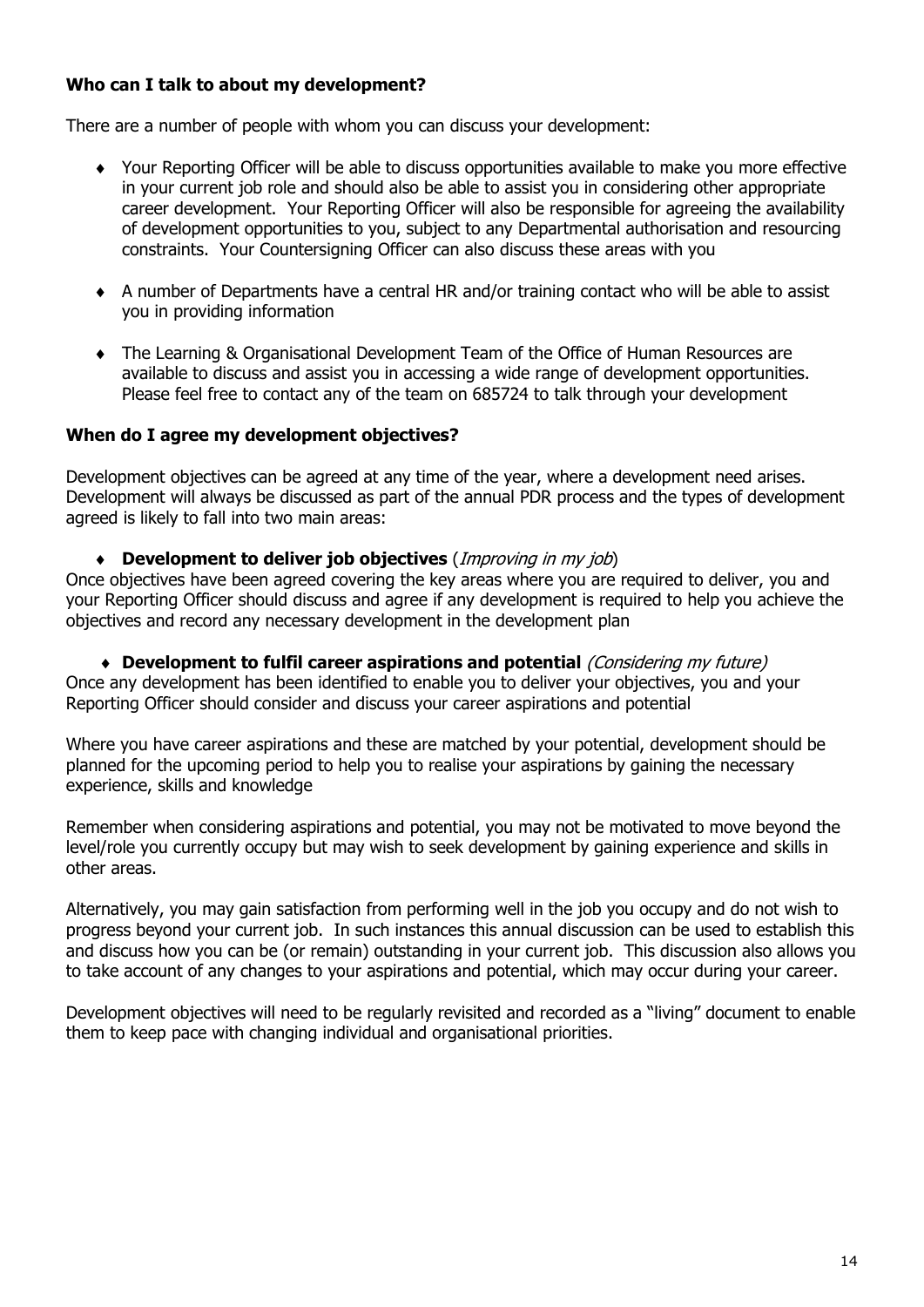**Who can I talk to about my development?**

There are a number of people with whom you can discuss your development:

- Your Reporting Officer will be able to discuss opportunities available to make you more effective in your current job role and should also be able to assist you in considering other appropriate career development. Your Reporting Officer will also be responsible for agreeing the availability of development opportunities to you, subject to any Departmental authorisation and resourcing constraints. Your Countersigning Officer can also discuss these areas with you

- A number of Departments have a central HR and/or training contact who will be able to assist you in providing information

- The Learning & Organisational Development Team of the Office of Human Resources are available to discuss and assist you in accessing a wide range of development opportunities. Please feel free to contact any of the team on 685724 to talk through your development

**When do I agree my development objectives?**

Development objectives can be agreed at any time of the year, where a development need arises. Development will always be discussed as part of the annual PDR process and the types of development agreed is likely to fall into two main areas:

- **Development to deliver job objectives** (*Improving in my job*)

Once objectives have been agreed covering the key areas where you are required to deliver, you and your Reporting Officer should discuss and agree if any development is required to help you achieve the objectives and record any necessary development in the development plan

- **Development to fulfil career aspirations and potential** *(Considering my future)*

Once any development has been identified to enable you to deliver your objectives, you and your Reporting Officer should consider and discuss your career aspirations and potential

Where you have career aspirations and these are matched by your potential, development should be planned for the upcoming period to help you to realise your aspirations by gaining the necessary experience, skills and knowledge

Remember when considering aspirations and potential, you may not be motivated to move beyond the level/role you currently occupy but may wish to seek development by gaining experience and skills in other areas.

Alternatively, you may gain satisfaction from performing well in the job you occupy and do not wish to progress beyond your current job. In such instances this annual discussion can be used to establish this and discuss how you can be (or remain) outstanding in your current job. This discussion also allows you to take account of any changes to your aspirations and potential, which may occur during your career.

Development objectives will need to be regularly revisited and recorded as a "living" document to enable them to keep pace with changing individual and organisational priorities.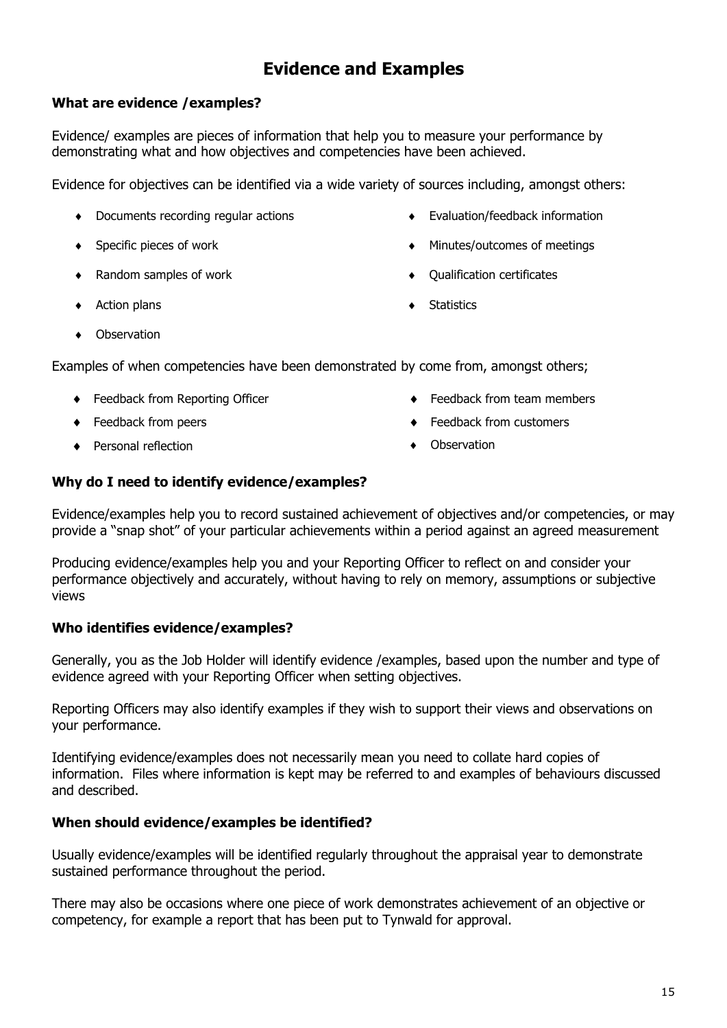# Evidence and Examples

### What are evidence /examples?

Evidence/ examples are pieces of information that help you to measure your performance by demonstrating what and how objectives and competencies have been achieved.

Evidence for objectives can be identified via a wide variety of sources including, amongst others:

- Documents recording regular actions
- Specific pieces of work
- Random samples of work
- Action plans
- Observation
- Evaluation/feedback information
- Minutes/outcomes of meetings
- Qualification certificates
- Statistics

Examples of when competencies have been demonstrated by come from, amongst others;

- Feedback from Reporting Officer
- Feedback from peers
- Personal reflection
- Feedback from team members
- Feedback from customers
- Observation

### Why do I need to identify evidence/examples?

Evidence/examples help you to record sustained achievement of objectives and/or competencies, or may provide a "snap shot" of your particular achievements within a period against an agreed measurement

Producing evidence/examples help you and your Reporting Officer to reflect on and consider your performance objectively and accurately, without having to rely on memory, assumptions or subjective views

### Who identifies evidence/examples?

Generally, you as the Job Holder will identify evidence /examples, based upon the number and type of evidence agreed with your Reporting Officer when setting objectives.

Reporting Officers may also identify examples if they wish to support their views and observations on your performance.

Identifying evidence/examples does not necessarily mean you need to collate hard copies of information. Files where information is kept may be referred to and examples of behaviours discussed and described.

### When should evidence/examples be identified?

Usually evidence/examples will be identified regularly throughout the appraisal year to demonstrate sustained performance throughout the period.

There may also be occasions where one piece of work demonstrates achievement of an objective or competency, for example a report that has been put to Tynwald for approval.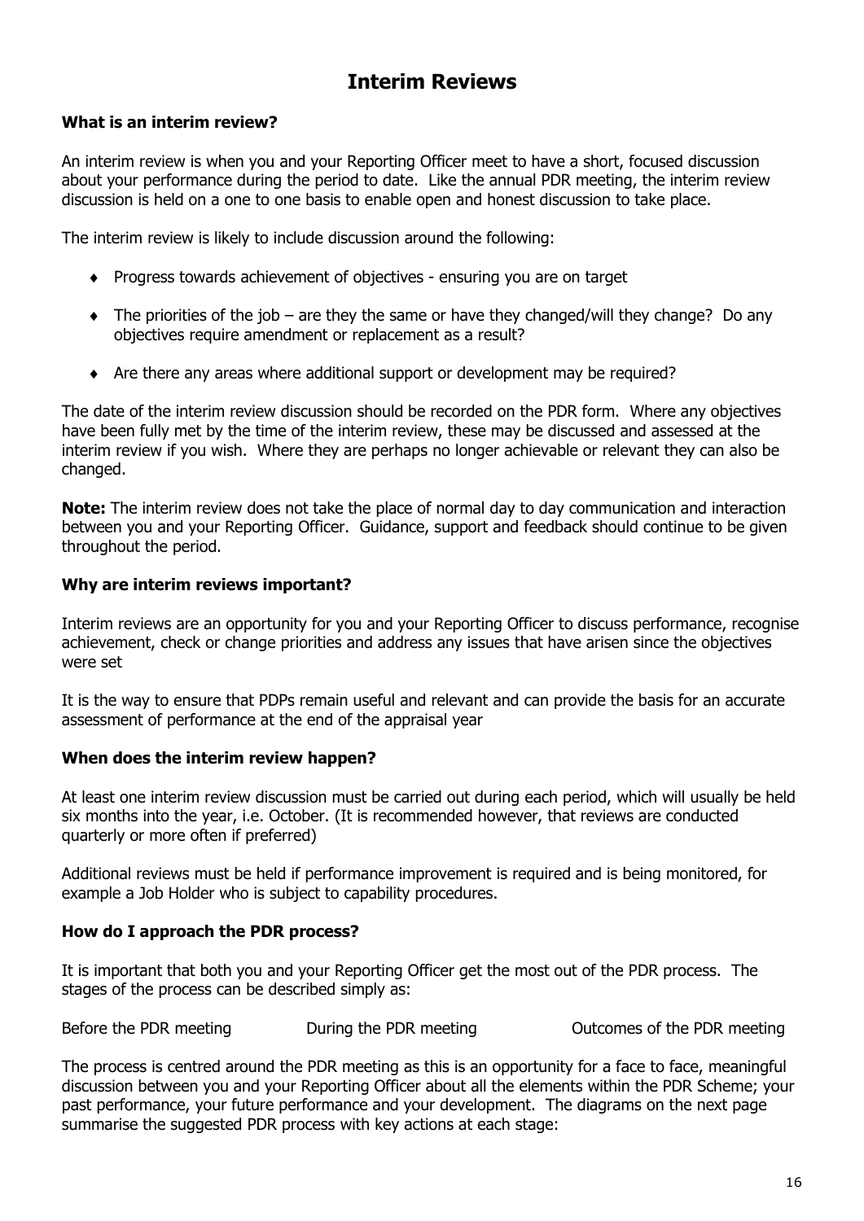# Interim Reviews

### What is an interim review?

An interim review is when you and your Reporting Officer meet to have a short, focused discussion about your performance during the period to date. Like the annual PDR meeting, the interim review discussion is held on a one to one basis to enable open and honest discussion to take place.

The interim review is likely to include discussion around the following:

- Progress towards achievement of objectives - ensuring you are on target
- The priorities of the job – are they the same or have they changed/will they change? Do any objectives require amendment or replacement as a result?
- Are there any areas where additional support or development may be required?

The date of the interim review discussion should be recorded on the PDR form. Where any objectives have been fully met by the time of the interim review, these may be discussed and assessed at the interim review if you wish. Where they are perhaps no longer achievable or relevant they can also be changed.

**Note:** The interim review does not take the place of normal day to day communication and interaction between you and your Reporting Officer. Guidance, support and feedback should continue to be given throughout the period.

### Why are interim reviews important?

Interim reviews are an opportunity for you and your Reporting Officer to discuss performance, recognise achievement, check or change priorities and address any issues that have arisen since the objectives were set

It is the way to ensure that PDPs remain useful and relevant and can provide the basis for an accurate assessment of performance at the end of the appraisal year

### When does the interim review happen?

At least one interim review discussion must be carried out during each period, which will usually be held six months into the year, i.e. October. (It is recommended however, that reviews are conducted quarterly or more often if preferred)

Additional reviews must be held if performance improvement is required and is being monitored, for example a Job Holder who is subject to capability procedures.

### How do I approach the PDR process?

It is important that both you and your Reporting Officer get the most out of the PDR process. The stages of the process can be described simply as:

Before the PDR meeting | During the PDR meeting | Outcomes of the PDR meeting

The process is centred around the PDR meeting as this is an opportunity for a face to face, meaningful discussion between you and your Reporting Officer about all the elements within the PDR Scheme; your past performance, your future performance and your development. The diagrams on the next page summarise the suggested PDR process with key actions at each stage: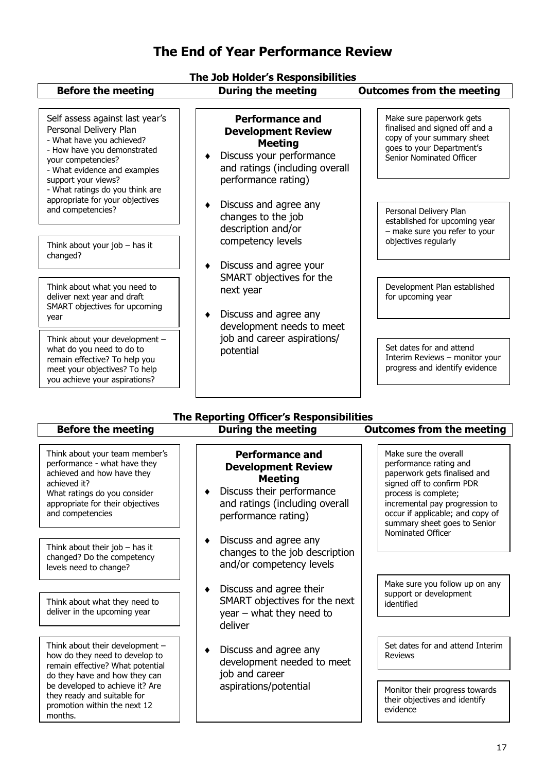# The End of Year Performance Review

## The Job Holder's Responsibilities

### Before the meeting

Self assess against last year's Personal Delivery Plan
- What have you achieved?
- How have you demonstrated your competencies?
- What evidence and examples support your views?
- What ratings do you think are appropriate for your objectives and competencies?

Think about your job – has it changed?

Think about what you need to deliver next year and draft SMART objectives for upcoming year

Think about your development – what do you need to do to remain effective? To help you meet your objectives? To help you achieve your aspirations?

### During the meeting

**Performance and Development Review Meeting**

- Discuss your performance and ratings (including overall performance rating)
- Discuss and agree any changes to the job description and/or competency levels
- Discuss and agree your SMART objectives for the next year
- Discuss and agree any development needs to meet job and career aspirations/ potential

### Outcomes from the meeting

Make sure paperwork gets finalised and signed off and a copy of your summary sheet goes to your Department's Senior Nominated Officer

Personal Delivery Plan established for upcoming year – make sure you refer to your objectives regularly

Development Plan established for upcoming year

Set dates for and attend Interim Reviews – monitor your progress and identify evidence

## The Reporting Officer's Responsibilities

### Before the meeting

Think about your team member's performance - what have they achieved and how have they achieved it?
What ratings do you consider appropriate for their objectives and competencies

Think about their job – has it changed? Do the competency levels need to change?

Think about what they need to deliver in the upcoming year

Think about their development – how do they need to develop to remain effective? What potential do they have and how they can be developed to achieve it? Are they ready and suitable for promotion within the next 12 months.

### During the meeting

**Performance and Development Review Meeting**

- Discuss their performance and ratings (including overall performance rating)
- Discuss and agree any changes to the job description and/or competency levels
- Discuss and agree their SMART objectives for the next year – what they need to deliver
- Discuss and agree any development needed to meet job and career aspirations/potential

### Outcomes from the meeting

Make sure the overall performance rating and paperwork gets finalised and signed off to confirm PDR process is complete; incremental pay progression to occur if applicable; and copy of summary sheet goes to Senior Nominated Officer

Make sure you follow up on any support or development identified

Set dates for and attend Interim Reviews

Monitor their progress towards their objectives and identify evidence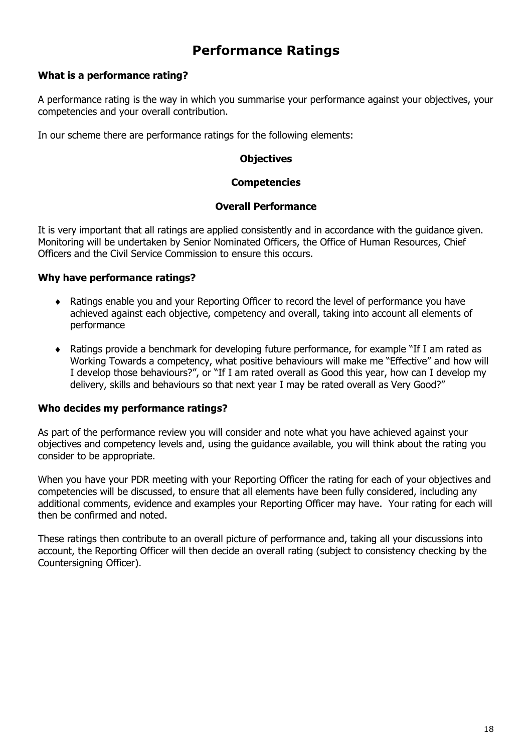# Performance Ratings

**What is a performance rating?**

A performance rating is the way in which you summarise your performance against your objectives, your competencies and your overall contribution.

In our scheme there are performance ratings for the following elements:

**Objectives**

**Competencies**

**Overall Performance**

It is very important that all ratings are applied consistently and in accordance with the guidance given. Monitoring will be undertaken by Senior Nominated Officers, the Office of Human Resources, Chief Officers and the Civil Service Commission to ensure this occurs.

**Why have performance ratings?**

- Ratings enable you and your Reporting Officer to record the level of performance you have achieved against each objective, competency and overall, taking into account all elements of performance
- Ratings provide a benchmark for developing future performance, for example "If I am rated as Working Towards a competency, what positive behaviours will make me "Effective" and how will I develop those behaviours?", or "If I am rated overall as Good this year, how can I develop my delivery, skills and behaviours so that next year I may be rated overall as Very Good?"

**Who decides my performance ratings?**

As part of the performance review you will consider and note what you have achieved against your objectives and competency levels and, using the guidance available, you will think about the rating you consider to be appropriate.

When you have your PDR meeting with your Reporting Officer the rating for each of your objectives and competencies will be discussed, to ensure that all elements have been fully considered, including any additional comments, evidence and examples your Reporting Officer may have. Your rating for each will then be confirmed and noted.

These ratings then contribute to an overall picture of performance and, taking all your discussions into account, the Reporting Officer will then decide an overall rating (subject to consistency checking by the Countersigning Officer).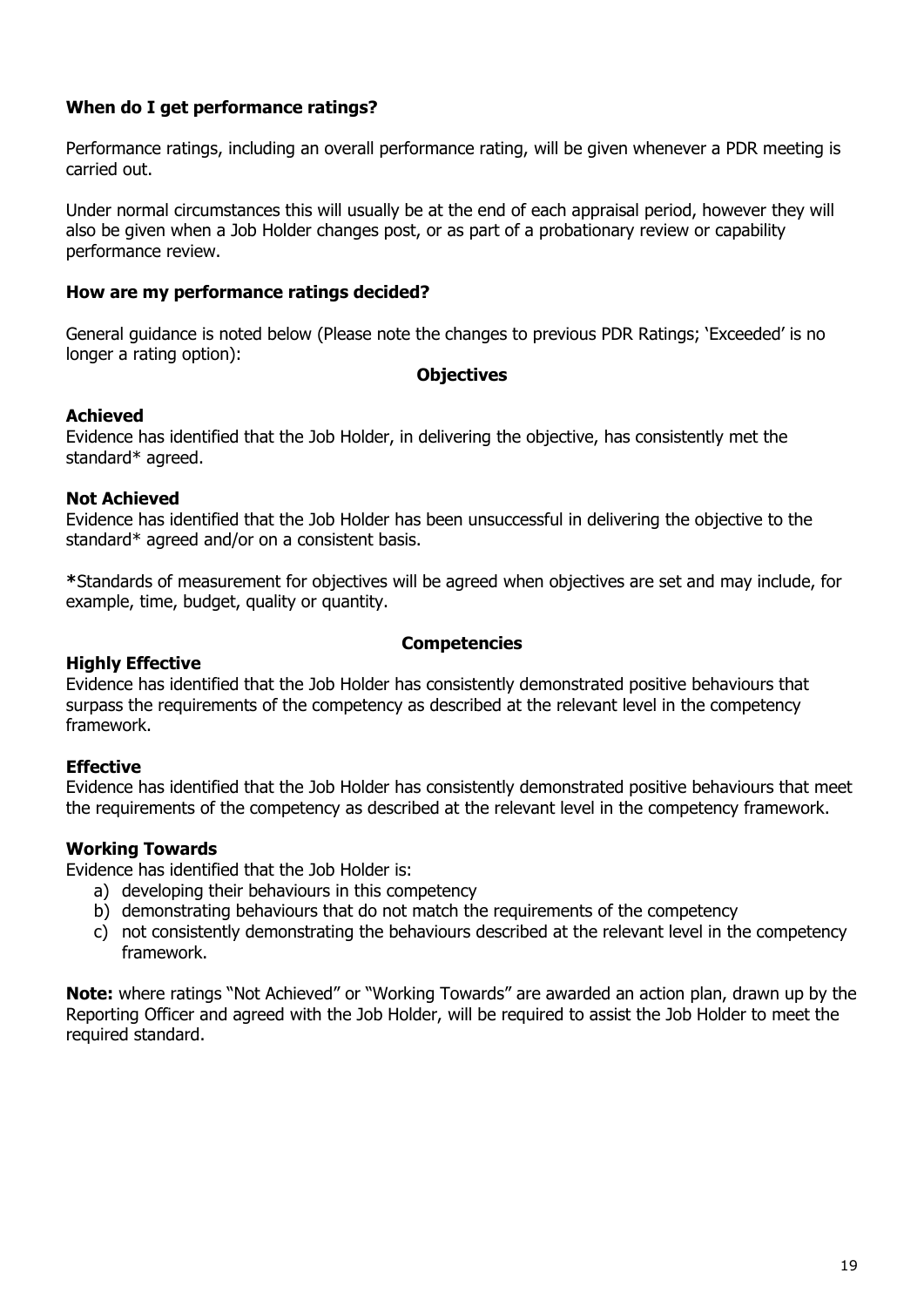### When do I get performance ratings?

Performance ratings, including an overall performance rating, will be given whenever a PDR meeting is carried out.

Under normal circumstances this will usually be at the end of each appraisal period, however they will also be given when a Job Holder changes post, or as part of a probationary review or capability performance review.

### How are my performance ratings decided?

General guidance is noted below (Please note the changes to previous PDR Ratings; 'Exceeded' is no longer a rating option):

#### Objectives

**Achieved**
Evidence has identified that the Job Holder, in delivering the objective, has consistently met the standard* agreed.

**Not Achieved**
Evidence has identified that the Job Holder has been unsuccessful in delivering the objective to the standard* agreed and/or on a consistent basis.

**\***Standards of measurement for objectives will be agreed when objectives are set and may include, for example, time, budget, quality or quantity.

#### Competencies

**Highly Effective**
Evidence has identified that the Job Holder has consistently demonstrated positive behaviours that surpass the requirements of the competency as described at the relevant level in the competency framework.

**Effective**
Evidence has identified that the Job Holder has consistently demonstrated positive behaviours that meet the requirements of the competency as described at the relevant level in the competency framework.

**Working Towards**
Evidence has identified that the Job Holder is:

a) developing their behaviours in this competency
b) demonstrating behaviours that do not match the requirements of the competency
c) not consistently demonstrating the behaviours described at the relevant level in the competency framework.

**Note:** where ratings "Not Achieved" or "Working Towards" are awarded an action plan, drawn up by the Reporting Officer and agreed with the Job Holder, will be required to assist the Job Holder to meet the required standard.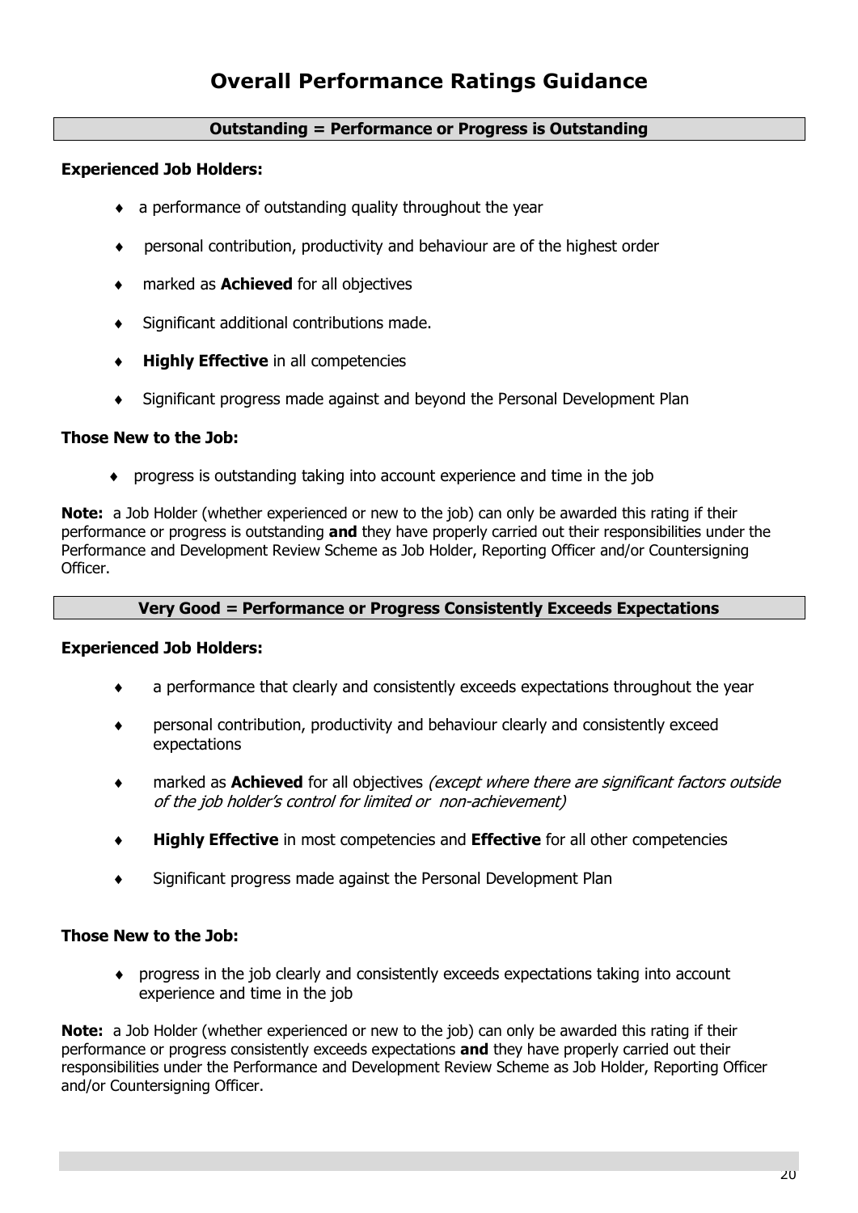# Overall Performance Ratings Guidance

## Outstanding = Performance or Progress is Outstanding

**Experienced Job Holders:**

- a performance of outstanding quality throughout the year
- personal contribution, productivity and behaviour are of the highest order
- marked as **Achieved** for all objectives
- Significant additional contributions made.
- **Highly Effective** in all competencies
- Significant progress made against and beyond the Personal Development Plan

**Those New to the Job:**

- progress is outstanding taking into account experience and time in the job

**Note:** a Job Holder (whether experienced or new to the job) can only be awarded this rating if their performance or progress is outstanding **and** they have properly carried out their responsibilities under the Performance and Development Review Scheme as Job Holder, Reporting Officer and/or Countersigning Officer.

## Very Good = Performance or Progress Consistently Exceeds Expectations

**Experienced Job Holders:**

- a performance that clearly and consistently exceeds expectations throughout the year
- personal contribution, productivity and behaviour clearly and consistently exceed expectations
- marked as **Achieved** for all objectives *(except where there are significant factors outside of the job holder's control for limited or non-achievement)*
- **Highly Effective** in most competencies and **Effective** for all other competencies
- Significant progress made against the Personal Development Plan

**Those New to the Job:**

- progress in the job clearly and consistently exceeds expectations taking into account experience and time in the job

**Note:** a Job Holder (whether experienced or new to the job) can only be awarded this rating if their performance or progress consistently exceeds expectations **and** they have properly carried out their responsibilities under the Performance and Development Review Scheme as Job Holder, Reporting Officer and/or Countersigning Officer.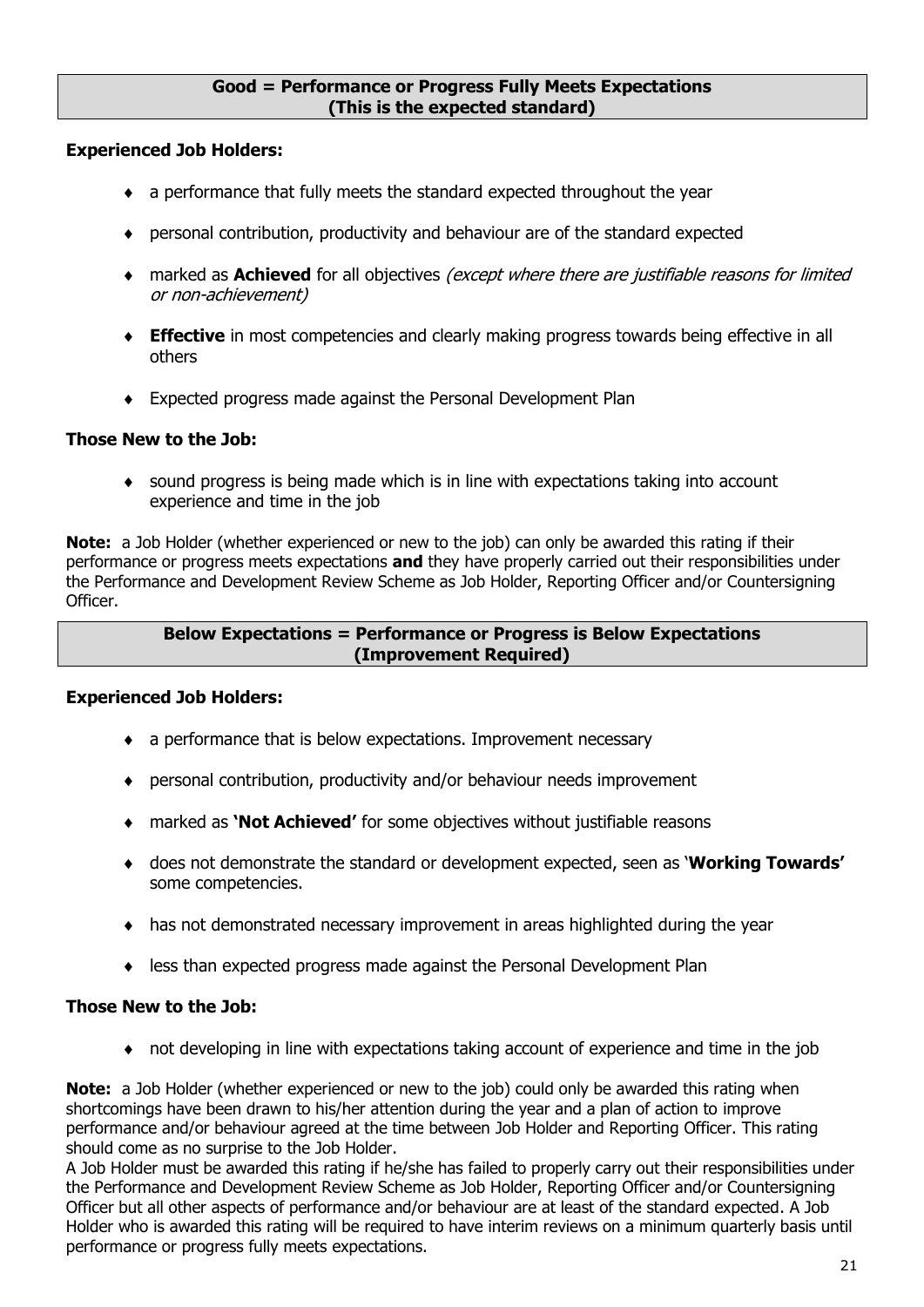**Good = Performance or Progress Fully Meets Expectations**
**(This is the expected standard)**

**Experienced Job Holders:**

- a performance that fully meets the standard expected throughout the year
- personal contribution, productivity and behaviour are of the standard expected
- marked as **Achieved** for all objectives *(except where there are justifiable reasons for limited or non-achievement)*
- **Effective** in most competencies and clearly making progress towards being effective in all others
- Expected progress made against the Personal Development Plan

**Those New to the Job:**

- sound progress is being made which is in line with expectations taking into account experience and time in the job

**Note:** a Job Holder (whether experienced or new to the job) can only be awarded this rating if their performance or progress meets expectations **and** they have properly carried out their responsibilities under the Performance and Development Review Scheme as Job Holder, Reporting Officer and/or Countersigning Officer.

**Below Expectations = Performance or Progress is Below Expectations**
**(Improvement Required)**

**Experienced Job Holders:**

- a performance that is below expectations. Improvement necessary
- personal contribution, productivity and/or behaviour needs improvement
- marked as **'Not Achieved'** for some objectives without justifiable reasons
- does not demonstrate the standard or development expected, seen as '**Working Towards'** some competencies.
- has not demonstrated necessary improvement in areas highlighted during the year
- less than expected progress made against the Personal Development Plan

**Those New to the Job:**

- not developing in line with expectations taking account of experience and time in the job

**Note:** a Job Holder (whether experienced or new to the job) could only be awarded this rating when shortcomings have been drawn to his/her attention during the year and a plan of action to improve performance and/or behaviour agreed at the time between Job Holder and Reporting Officer. This rating should come as no surprise to the Job Holder.
A Job Holder must be awarded this rating if he/she has failed to properly carry out their responsibilities under the Performance and Development Review Scheme as Job Holder, Reporting Officer and/or Countersigning Officer but all other aspects of performance and/or behaviour are at least of the standard expected. A Job Holder who is awarded this rating will be required to have interim reviews on a minimum quarterly basis until performance or progress fully meets expectations.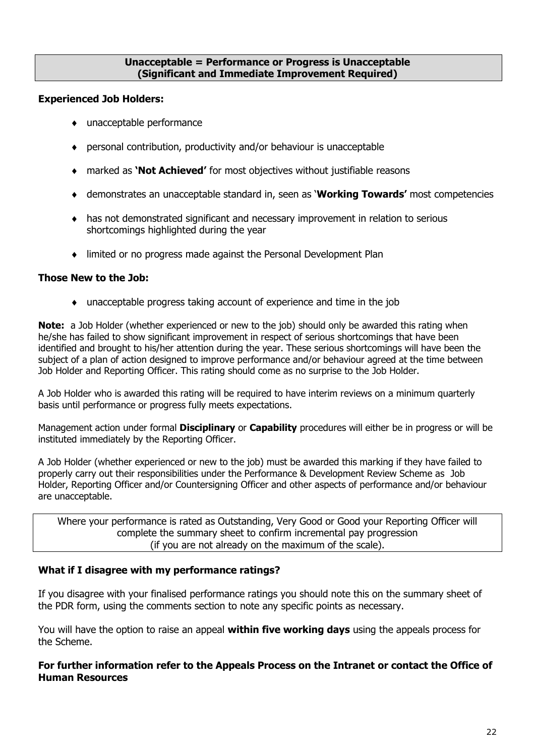**Unacceptable = Performance or Progress is Unacceptable (Significant and Immediate Improvement Required)**

**Experienced Job Holders:**

- unacceptable performance
- personal contribution, productivity and/or behaviour is unacceptable
- marked as **'Not Achieved'** for most objectives without justifiable reasons
- demonstrates an unacceptable standard in, seen as '**Working Towards'** most competencies
- has not demonstrated significant and necessary improvement in relation to serious shortcomings highlighted during the year
- limited or no progress made against the Personal Development Plan

**Those New to the Job:**

- unacceptable progress taking account of experience and time in the job

**Note:** a Job Holder (whether experienced or new to the job) should only be awarded this rating when he/she has failed to show significant improvement in respect of serious shortcomings that have been identified and brought to his/her attention during the year. These serious shortcomings will have been the subject of a plan of action designed to improve performance and/or behaviour agreed at the time between Job Holder and Reporting Officer. This rating should come as no surprise to the Job Holder.

A Job Holder who is awarded this rating will be required to have interim reviews on a minimum quarterly basis until performance or progress fully meets expectations.

Management action under formal **Disciplinary** or **Capability** procedures will either be in progress or will be instituted immediately by the Reporting Officer.

A Job Holder (whether experienced or new to the job) must be awarded this marking if they have failed to properly carry out their responsibilities under the Performance & Development Review Scheme as Job Holder, Reporting Officer and/or Countersigning Officer and other aspects of performance and/or behaviour are unacceptable.

Where your performance is rated as Outstanding, Very Good or Good your Reporting Officer will complete the summary sheet to confirm incremental pay progression (if you are not already on the maximum of the scale).

**What if I disagree with my performance ratings?**

If you disagree with your finalised performance ratings you should note this on the summary sheet of the PDR form, using the comments section to note any specific points as necessary.

You will have the option to raise an appeal **within five working days** using the appeals process for the Scheme.

**For further information refer to the Appeals Process on the Intranet or contact the Office of Human Resources**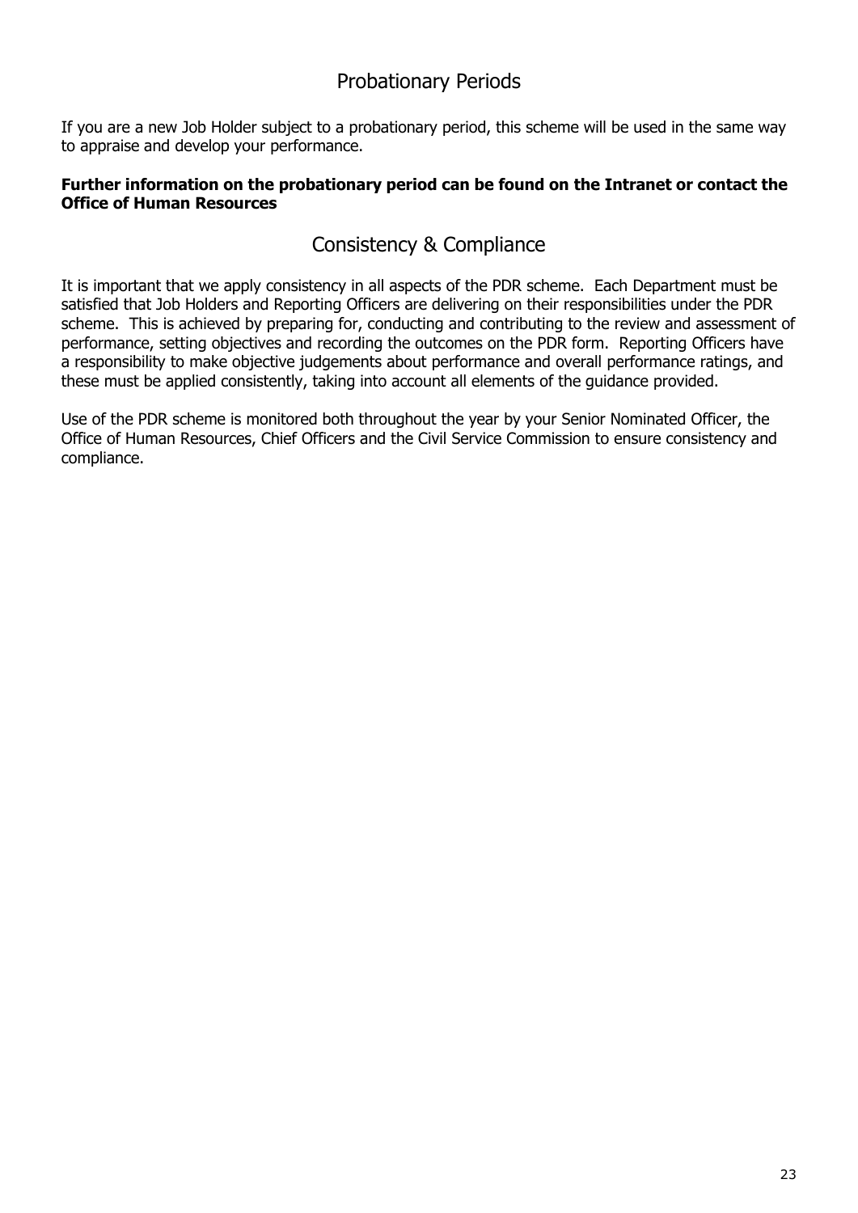## Probationary Periods

If you are a new Job Holder subject to a probationary period, this scheme will be used in the same way to appraise and develop your performance.

**Further information on the probationary period can be found on the Intranet or contact the Office of Human Resources**

## Consistency & Compliance

It is important that we apply consistency in all aspects of the PDR scheme. Each Department must be satisfied that Job Holders and Reporting Officers are delivering on their responsibilities under the PDR scheme. This is achieved by preparing for, conducting and contributing to the review and assessment of performance, setting objectives and recording the outcomes on the PDR form. Reporting Officers have a responsibility to make objective judgements about performance and overall performance ratings, and these must be applied consistently, taking into account all elements of the guidance provided.

Use of the PDR scheme is monitored both throughout the year by your Senior Nominated Officer, the Office of Human Resources, Chief Officers and the Civil Service Commission to ensure consistency and compliance.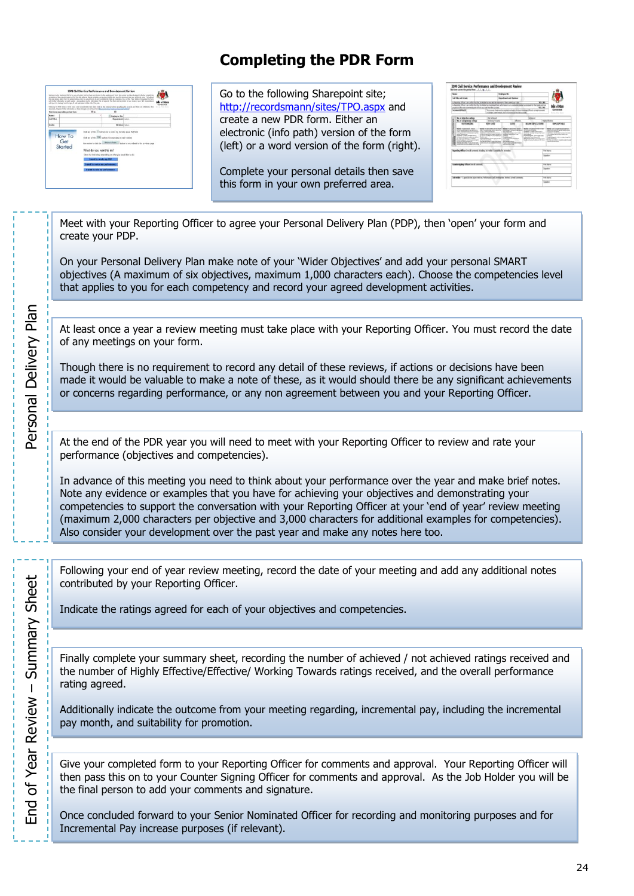# Completing the PDR Form

Go to the following Sharepoint site; http://recordsmann/sites/TPO.aspx and create a new PDR form. Either an electronic (info path) version of the form (left) or a word version of the form (right).

Complete your personal details then save this form in your own preferred area.

## Personal Delivery Plan

Meet with your Reporting Officer to agree your Personal Delivery Plan (PDP), then 'open' your form and create your PDP.

On your Personal Delivery Plan make note of your 'Wider Objectives' and add your personal SMART objectives (A maximum of six objectives, maximum 1,000 characters each). Choose the competencies level that applies to you for each competency and record your agreed development activities.

At least once a year a review meeting must take place with your Reporting Officer. You must record the date of any meetings on your form.

Though there is no requirement to record any detail of these reviews, if actions or decisions have been made it would be valuable to make a note of these, as it would should there be any significant achievements or concerns regarding performance, or any non agreement between you and your Reporting Officer.

At the end of the PDR year you will need to meet with your Reporting Officer to review and rate your performance (objectives and competencies).

In advance of this meeting you need to think about your performance over the year and make brief notes. Note any evidence or examples that you have for achieving your objectives and demonstrating your competencies to support the conversation with your Reporting Officer at your 'end of year' review meeting (maximum 2,000 characters per objective and 3,000 characters for additional examples for competencies). Also consider your development over the past year and make any notes here too.

## End of Year Review – Summary Sheet

Following your end of year review meeting, record the date of your meeting and add any additional notes contributed by your Reporting Officer.

Indicate the ratings agreed for each of your objectives and competencies.

Finally complete your summary sheet, recording the number of achieved / not achieved ratings received and the number of Highly Effective/Effective/ Working Towards ratings received, and the overall performance rating agreed.

Additionally indicate the outcome from your meeting regarding, incremental pay, including the incremental pay month, and suitability for promotion.

Give your completed form to your Reporting Officer for comments and approval. Your Reporting Officer will then pass this on to your Counter Signing Officer for comments and approval. As the Job Holder you will be the final person to add your comments and signature.

Once concluded forward to your Senior Nominated Officer for recording and monitoring purposes and for Incremental Pay increase purposes (if relevant).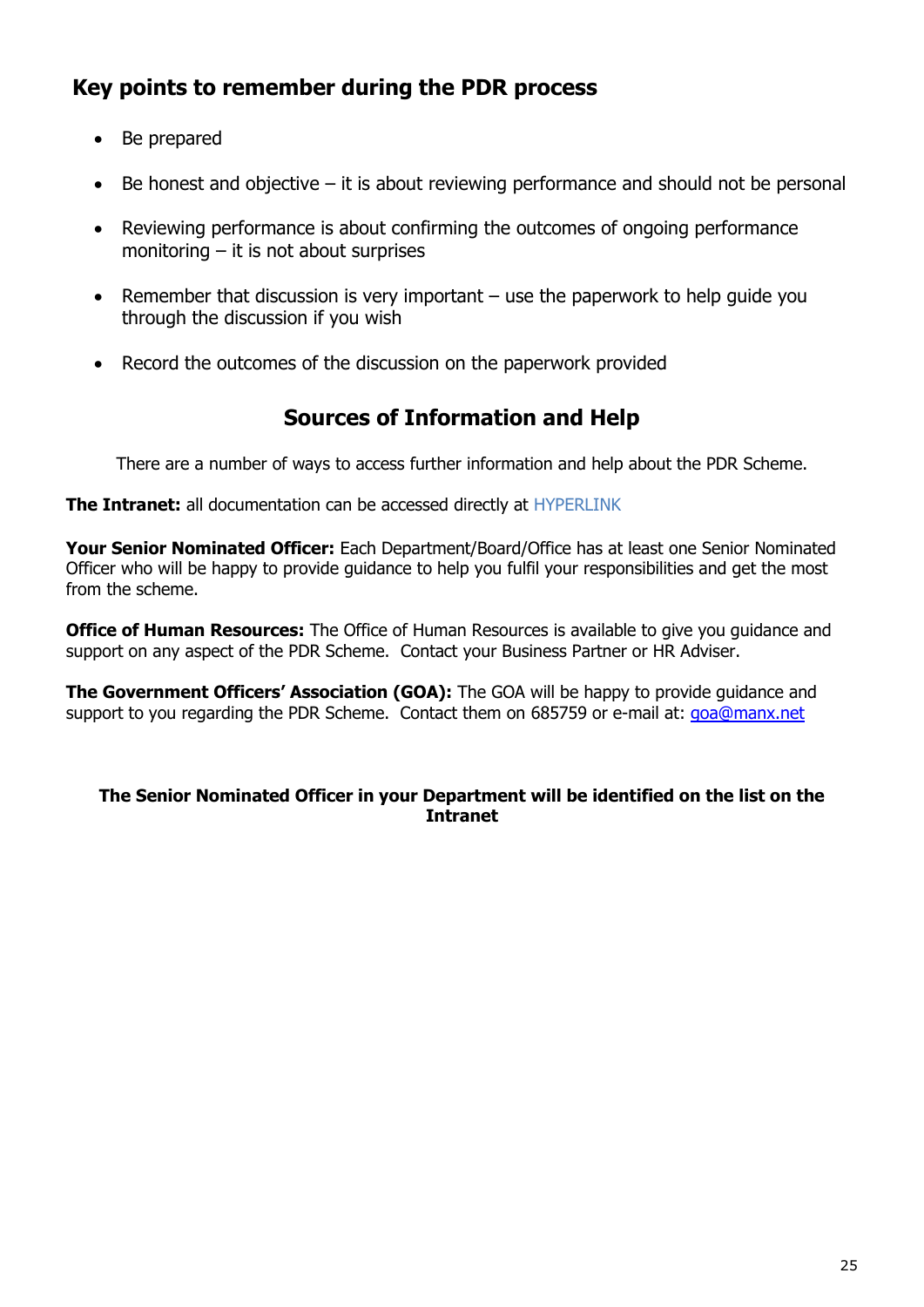## Key points to remember during the PDR process

- Be prepared
- Be honest and objective – it is about reviewing performance and should not be personal
- Reviewing performance is about confirming the outcomes of ongoing performance monitoring – it is not about surprises
- Remember that discussion is very important – use the paperwork to help guide you through the discussion if you wish
- Record the outcomes of the discussion on the paperwork provided

## Sources of Information and Help

There are a number of ways to access further information and help about the PDR Scheme.

**The Intranet:** all documentation can be accessed directly at HYPERLINK

**Your Senior Nominated Officer:** Each Department/Board/Office has at least one Senior Nominated Officer who will be happy to provide guidance to help you fulfil your responsibilities and get the most from the scheme.

**Office of Human Resources:** The Office of Human Resources is available to give you guidance and support on any aspect of the PDR Scheme. Contact your Business Partner or HR Adviser.

**The Government Officers' Association (GOA):** The GOA will be happy to provide guidance and support to you regarding the PDR Scheme. Contact them on 685759 or e-mail at: goa@manx.net

**The Senior Nominated Officer in your Department will be identified on the list on the Intranet**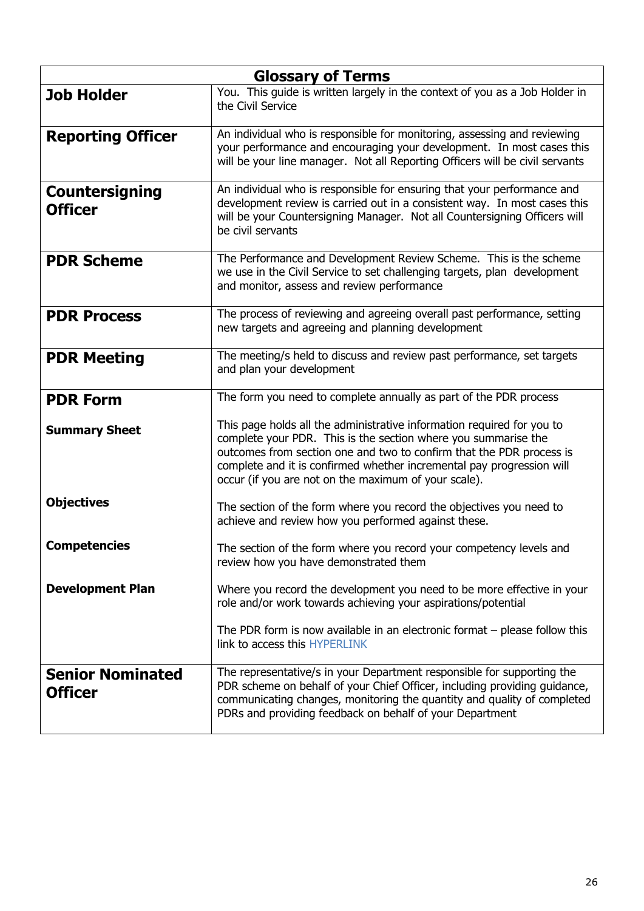| Glossary of Terms | |
|---|---|
| **Job Holder** | You. This guide is written largely in the context of you as a Job Holder in the Civil Service |
| **Reporting Officer** | An individual who is responsible for monitoring, assessing and reviewing your performance and encouraging your development. In most cases this will be your line manager. Not all Reporting Officers will be civil servants |
| **Countersigning Officer** | An individual who is responsible for ensuring that your performance and development review is carried out in a consistent way. In most cases this will be your Countersigning Manager. Not all Countersigning Officers will be civil servants |
| **PDR Scheme** | The Performance and Development Review Scheme. This is the scheme we use in the Civil Service to set challenging targets, plan development and monitor, assess and review performance |
| **PDR Process** | The process of reviewing and agreeing overall past performance, setting new targets and agreeing and planning development |
| **PDR Meeting** | The meeting/s held to discuss and review past performance, set targets and plan your development |
| **PDR Form** | The form you need to complete annually as part of the PDR process |
| **Summary Sheet** | This page holds all the administrative information required for you to complete your PDR. This is the section where you summarise the outcomes from section one and two to confirm that the PDR process is complete and it is confirmed whether incremental pay progression will occur (if you are not on the maximum of your scale). |
| **Objectives** | The section of the form where you record the objectives you need to achieve and review how you performed against these. |
| **Competencies** | The section of the form where you record your competency levels and review how you have demonstrated them |
| **Development Plan** | Where you record the development you need to be more effective in your role and/or work towards achieving your aspirations/potential<br><br>The PDR form is now available in an electronic format – please follow this link to access this HYPERLINK |
| **Senior Nominated Officer** | The representative/s in your Department responsible for supporting the PDR scheme on behalf of your Chief Officer, including providing guidance, communicating changes, monitoring the quantity and quality of completed PDRs and providing feedback on behalf of your Department |